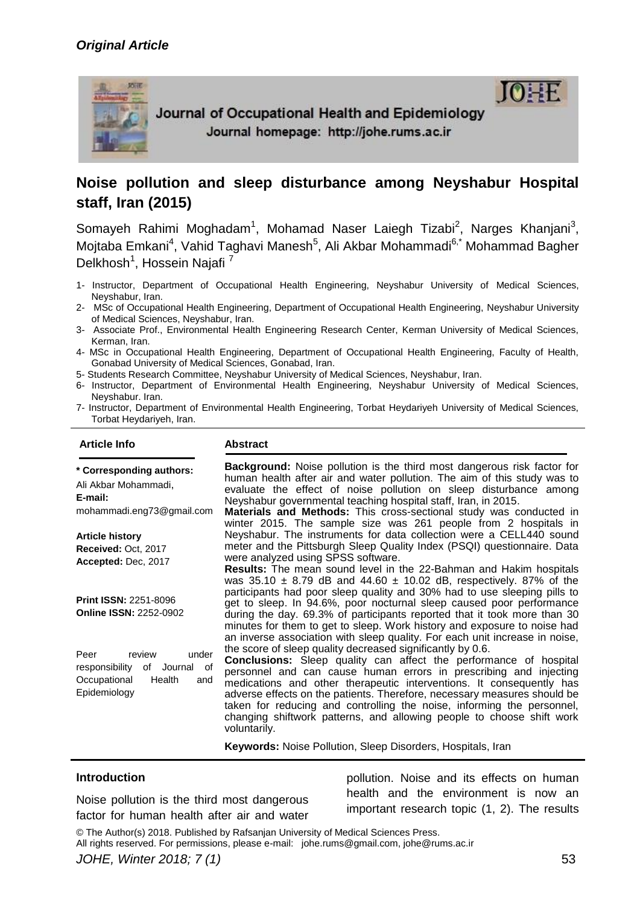*Original Article*

Journal of Occupational Health and Epidemiology
Journal homepage: http://johe.rums.ac.ir

# Noise pollution and sleep disturbance among Neyshabur Hospital staff, Iran (2015)

Somayeh Rahimi Moghadam[1], Mohamad Naser Laiegh Tizabi[2], Narges Khanjani[3], Mojtaba Emkani[4], Vahid Taghavi Manesh[5], Ali Akbar Mohammadi[6,*] Mohammad Bagher Delkhosh[1], Hossein Najafi [7]

1- Instructor, Department of Occupational Health Engineering, Neyshabur University of Medical Sciences, Neyshabur, Iran.
2- MSc of Occupational Health Engineering, Department of Occupational Health Engineering, Neyshabur University of Medical Sciences, Neyshabur, Iran.
3- Associate Prof., Environmental Health Engineering Research Center, Kerman University of Medical Sciences, Kerman, Iran.
4- MSc in Occupational Health Engineering, Department of Occupational Health Engineering, Faculty of Health, Gonabad University of Medical Sciences, Gonabad, Iran.
5- Students Research Committee, Neyshabur University of Medical Sciences, Neyshabur, Iran.
6- Instructor, Department of Environmental Health Engineering, Neyshabur University of Medical Sciences, Neyshabur. Iran.
7- Instructor, Department of Environmental Health Engineering, Torbat Heydariyeh University of Medical Sciences, Torbat Heydariyeh, Iran.

**Article Info**

**\* Corresponding authors:**
Ali Akbar Mohammadi,
**E-mail:**
mohammadi.eng73@gmail.com

**Article history**
**Received:** Oct, 2017
**Accepted:** Dec, 2017

**Print ISSN:** 2251-8096
**Online ISSN:** 2252-0902

Peer review under responsibility of Journal of Occupational Health and Epidemiology

**Abstract**

**Background:** Noise pollution is the third most dangerous risk factor for human health after air and water pollution. The aim of this study was to evaluate the effect of noise pollution on sleep disturbance among Neyshabur governmental teaching hospital staff, Iran, in 2015.
**Materials and Methods:** This cross-sectional study was conducted in winter 2015. The sample size was 261 people from 2 hospitals in Neyshabur. The instruments for data collection were a CELL440 sound meter and the Pittsburgh Sleep Quality Index (PSQI) questionnaire. Data were analyzed using SPSS software.
**Results:** The mean sound level in the 22-Bahman and Hakim hospitals was 35.10 ± 8.79 dB and 44.60 ± 10.02 dB, respectively. 87% of the participants had poor sleep quality and 30% had to use sleeping pills to get to sleep. In 94.6%, poor nocturnal sleep caused poor performance during the day. 69.3% of participants reported that it took more than 30 minutes for them to get to sleep. Work history and exposure to noise had an inverse association with sleep quality. For each unit increase in noise, the score of sleep quality decreased significantly by 0.6.
**Conclusions:** Sleep quality can affect the performance of hospital personnel and can cause human errors in prescribing and injecting medications and other therapeutic interventions. It consequently has adverse effects on the patients. Therefore, necessary measures should be taken for reducing and controlling the noise, informing the personnel, changing shiftwork patterns, and allowing people to choose shift work voluntarily.

**Keywords:** Noise Pollution, Sleep Disorders, Hospitals, Iran

## Introduction

Noise pollution is the third most dangerous factor for human health after air and water pollution. Noise and its effects on human health and the environment is now an important research topic (1, 2). The results

© The Author(s) 2018. Published by Rafsanjan University of Medical Sciences Press.
All rights reserved. For permissions, please e-mail: johe.rums@gmail.com, johe@rums.ac.ir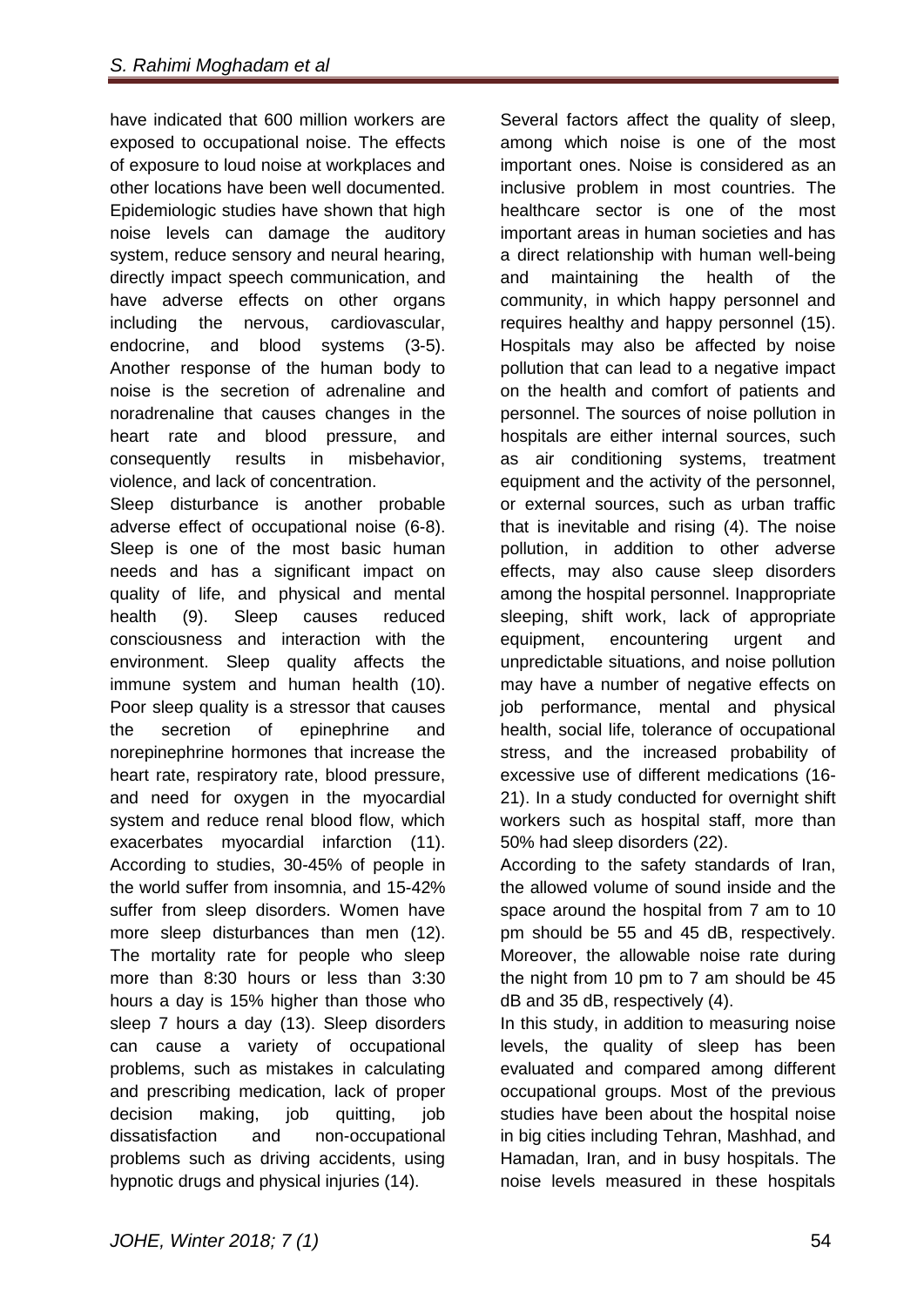have indicated that 600 million workers are exposed to occupational noise. The effects of exposure to loud noise at workplaces and other locations have been well documented. Epidemiologic studies have shown that high noise levels can damage the auditory system, reduce sensory and neural hearing, directly impact speech communication, and have adverse effects on other organs including the nervous, cardiovascular, endocrine, and blood systems (3-5). Another response of the human body to noise is the secretion of adrenaline and noradrenaline that causes changes in the heart rate and blood pressure, and consequently results in misbehavior, violence, and lack of concentration.

Sleep disturbance is another probable adverse effect of occupational noise (6-8). Sleep is one of the most basic human needs and has a significant impact on quality of life, and physical and mental health (9). Sleep causes reduced consciousness and interaction with the environment. Sleep quality affects the immune system and human health (10). Poor sleep quality is a stressor that causes the secretion of epinephrine and norepinephrine hormones that increase the heart rate, respiratory rate, blood pressure, and need for oxygen in the myocardial system and reduce renal blood flow, which exacerbates myocardial infarction (11). According to studies, 30-45% of people in the world suffer from insomnia, and 15-42% suffer from sleep disorders. Women have more sleep disturbances than men (12). The mortality rate for people who sleep more than 8:30 hours or less than 3:30 hours a day is 15% higher than those who sleep 7 hours a day (13). Sleep disorders can cause a variety of occupational problems, such as mistakes in calculating and prescribing medication, lack of proper decision making, job quitting, job dissatisfaction and non-occupational problems such as driving accidents, using hypnotic drugs and physical injuries (14).

Several factors affect the quality of sleep, among which noise is one of the most important ones. Noise is considered as an inclusive problem in most countries. The healthcare sector is one of the most important areas in human societies and has a direct relationship with human well-being and maintaining the health of the community, in which happy personnel and requires healthy and happy personnel (15). Hospitals may also be affected by noise pollution that can lead to a negative impact on the health and comfort of patients and personnel. The sources of noise pollution in hospitals are either internal sources, such as air conditioning systems, treatment equipment and the activity of the personnel, or external sources, such as urban traffic that is inevitable and rising (4). The noise pollution, in addition to other adverse effects, may also cause sleep disorders among the hospital personnel. Inappropriate sleeping, shift work, lack of appropriate equipment, encountering urgent and unpredictable situations, and noise pollution may have a number of negative effects on job performance, mental and physical health, social life, tolerance of occupational stress, and the increased probability of excessive use of different medications (16-21). In a study conducted for overnight shift workers such as hospital staff, more than 50% had sleep disorders (22).

According to the safety standards of Iran, the allowed volume of sound inside and the space around the hospital from 7 am to 10 pm should be 55 and 45 dB, respectively. Moreover, the allowable noise rate during the night from 10 pm to 7 am should be 45 dB and 35 dB, respectively (4).

In this study, in addition to measuring noise levels, the quality of sleep has been evaluated and compared among different occupational groups. Most of the previous studies have been about the hospital noise in big cities including Tehran, Mashhad, and Hamadan, Iran, and in busy hospitals. The noise levels measured in these hospitals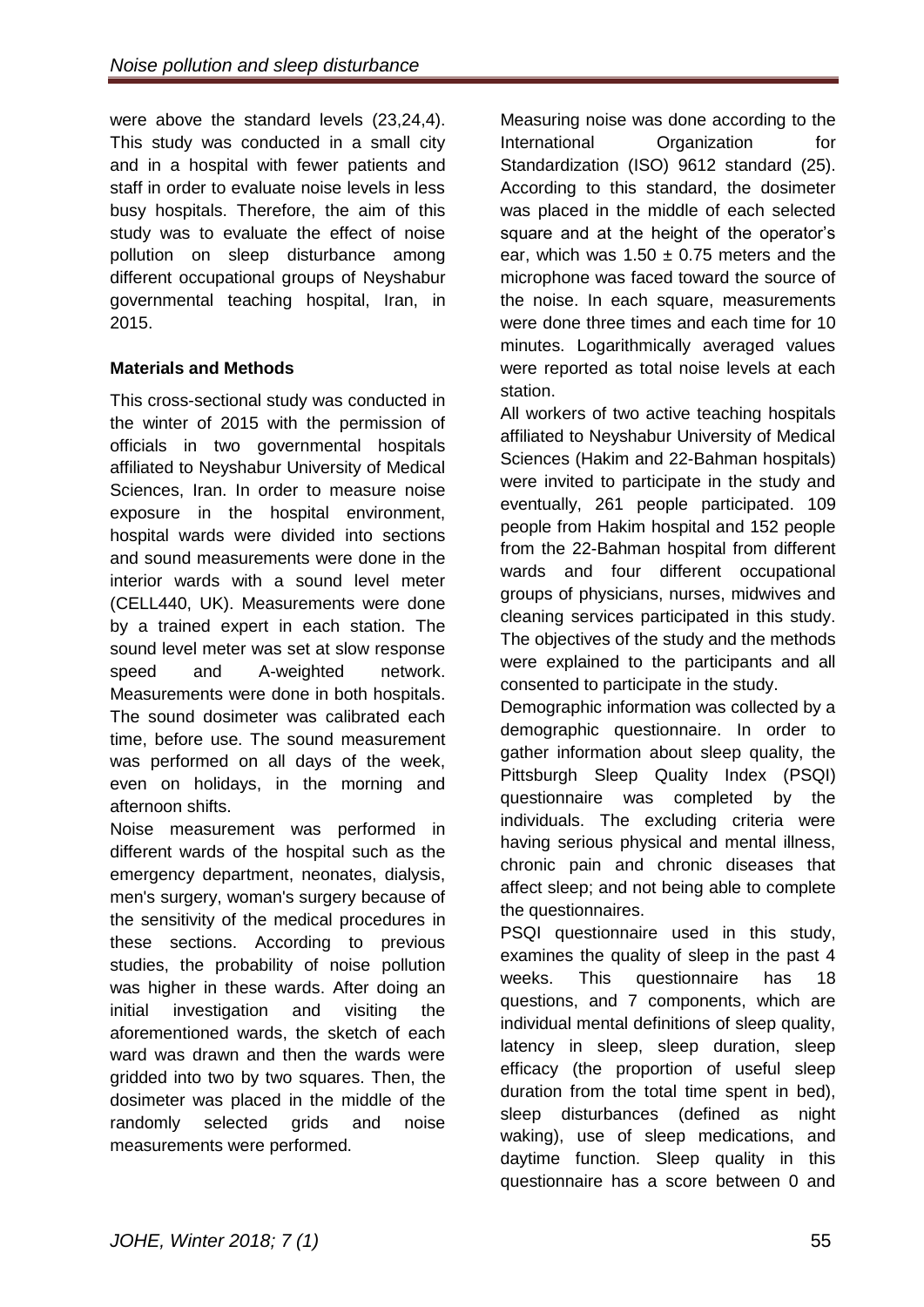were above the standard levels (23,24,4). This study was conducted in a small city and in a hospital with fewer patients and staff in order to evaluate noise levels in less busy hospitals. Therefore, the aim of this study was to evaluate the effect of noise pollution on sleep disturbance among different occupational groups of Neyshabur governmental teaching hospital, Iran, in 2015.

**Materials and Methods**

This cross-sectional study was conducted in the winter of 2015 with the permission of officials in two governmental hospitals affiliated to Neyshabur University of Medical Sciences, Iran. In order to measure noise exposure in the hospital environment, hospital wards were divided into sections and sound measurements were done in the interior wards with a sound level meter (CELL440, UK). Measurements were done by a trained expert in each station. The sound level meter was set at slow response speed and A-weighted network. Measurements were done in both hospitals. The sound dosimeter was calibrated each time, before use. The sound measurement was performed on all days of the week, even on holidays, in the morning and afternoon shifts.

Noise measurement was performed in different wards of the hospital such as the emergency department, neonates, dialysis, men's surgery, woman's surgery because of the sensitivity of the medical procedures in these sections. According to previous studies, the probability of noise pollution was higher in these wards. After doing an initial investigation and visiting the aforementioned wards, the sketch of each ward was drawn and then the wards were gridded into two by two squares. Then, the dosimeter was placed in the middle of the randomly selected grids and noise measurements were performed.

Measuring noise was done according to the International Organization for Standardization (ISO) 9612 standard (25). According to this standard, the dosimeter was placed in the middle of each selected square and at the height of the operator's ear, which was $1.50 \pm 0.75$ meters and the microphone was faced toward the source of the noise. In each square, measurements were done three times and each time for 10 minutes. Logarithmically averaged values were reported as total noise levels at each station.

All workers of two active teaching hospitals affiliated to Neyshabur University of Medical Sciences (Hakim and 22-Bahman hospitals) were invited to participate in the study and eventually, 261 people participated. 109 people from Hakim hospital and 152 people from the 22-Bahman hospital from different wards and four different occupational groups of physicians, nurses, midwives and cleaning services participated in this study. The objectives of the study and the methods were explained to the participants and all consented to participate in the study.

Demographic information was collected by a demographic questionnaire. In order to gather information about sleep quality, the Pittsburgh Sleep Quality Index (PSQI) questionnaire was completed by the individuals. The excluding criteria were having serious physical and mental illness, chronic pain and chronic diseases that affect sleep; and not being able to complete the questionnaires.

PSQI questionnaire used in this study, examines the quality of sleep in the past 4 weeks. This questionnaire has 18 questions, and 7 components, which are individual mental definitions of sleep quality, latency in sleep, sleep duration, sleep efficacy (the proportion of useful sleep duration from the total time spent in bed), sleep disturbances (defined as night waking), use of sleep medications, and daytime function. Sleep quality in this questionnaire has a score between 0 and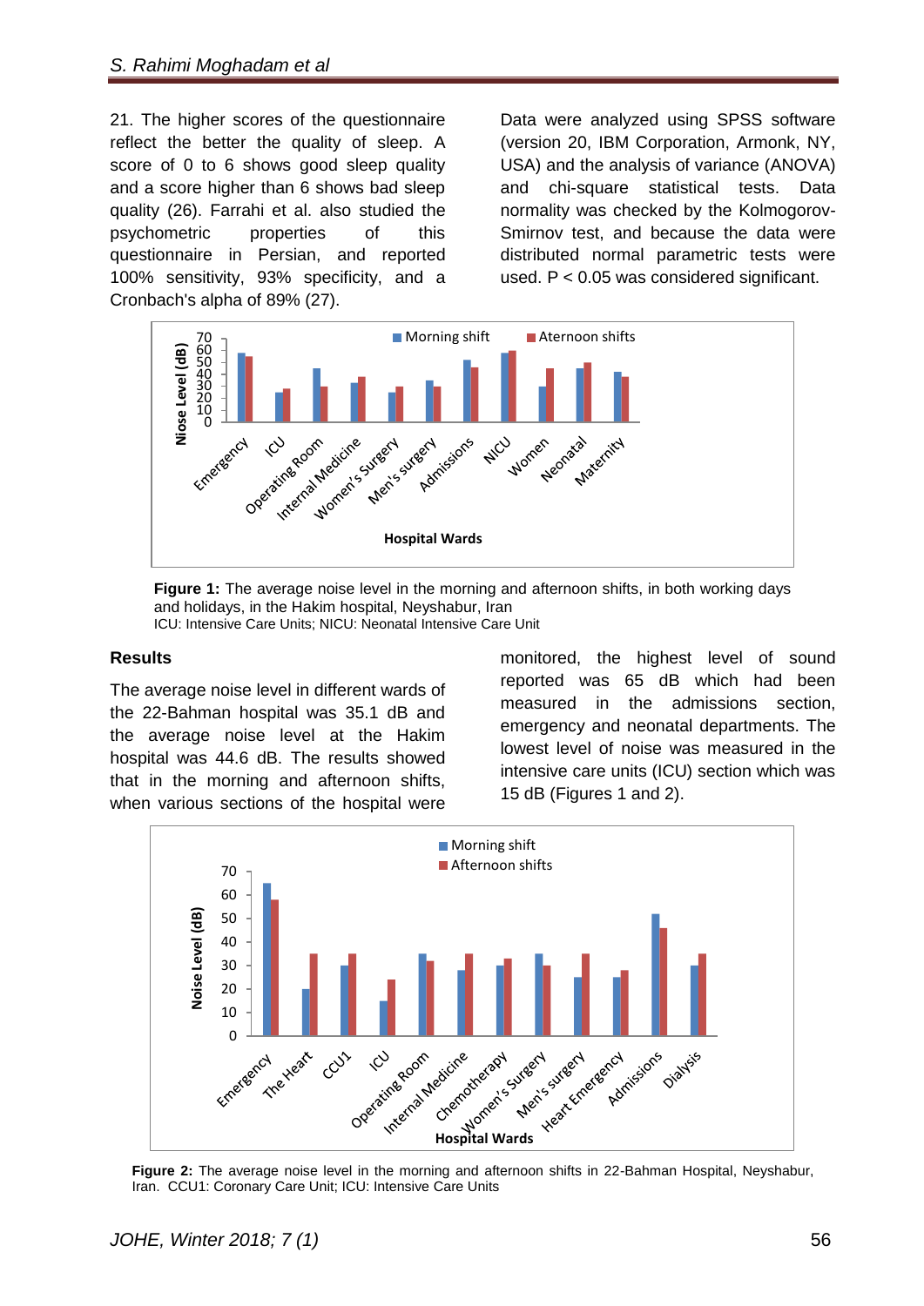21. The higher scores of the questionnaire reflect the better the quality of sleep. A score of 0 to 6 shows good sleep quality and a score higher than 6 shows bad sleep quality (26). Farrahi et al. also studied the psychometric properties of this questionnaire in Persian, and reported 100% sensitivity, 93% specificity, and a Cronbach's alpha of 89% (27).

Data were analyzed using SPSS software (version 20, IBM Corporation, Armonk, NY, USA) and the analysis of variance (ANOVA) and chi-square statistical tests. Data normality was checked by the Kolmogorov-Smirnov test, and because the data were distributed normal parametric tests were used. P < 0.05 was considered significant.

**Figure 1:** The average noise level in the morning and afternoon shifts, in both working days and holidays, in the Hakim hospital, Neyshabur, Iran
ICU: Intensive Care Units; NICU: Neonatal Intensive Care Unit

## Results

The average noise level in different wards of the 22-Bahman hospital was 35.1 dB and the average noise level at the Hakim hospital was 44.6 dB. The results showed that in the morning and afternoon shifts, when various sections of the hospital were monitored, the highest level of sound reported was 65 dB which had been measured in the admissions section, emergency and neonatal departments. The lowest level of noise was measured in the intensive care units (ICU) section which was 15 dB (Figures 1 and 2).

**Figure 2:** The average noise level in the morning and afternoon shifts in 22-Bahman Hospital, Neyshabur, Iran. CCU1: Coronary Care Unit; ICU: Intensive Care Units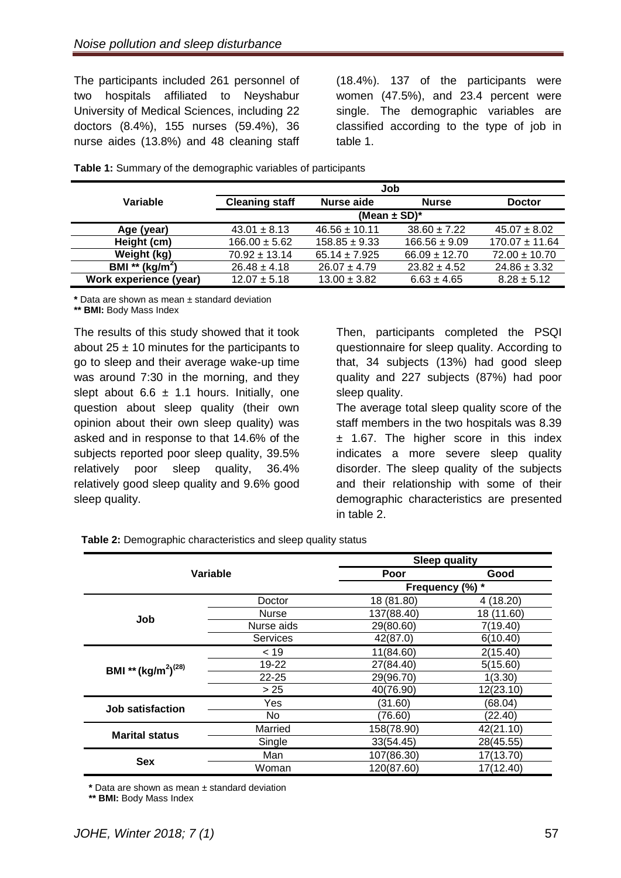The participants included 261 personnel of two hospitals affiliated to Neyshabur University of Medical Sciences, including 22 doctors (8.4%), 155 nurses (59.4%), 36 nurse aides (13.8%) and 48 cleaning staff (18.4%). 137 of the participants were women (47.5%), and 23.4 percent were single. The demographic variables are classified according to the type of job in table 1.

**Table 1:** Summary of the demographic variables of participants

| Variable | Job | | | |
|---|---|---|---|---|
| | **Cleaning staff** | **Nurse aide** | **Nurse** | **Doctor** |
| | (Mean ± SD)* | | | |
| **Age (year)** | 43.01 ± 8.13 | 46.56 ± 10.11 | 38.60 ± 7.22 | 45.07 ± 8.02 |
| **Height (cm)** | 166.00 ± 5.62 | 158.85 ± 9.33 | 166.56 ± 9.09 | 170.07 ± 11.64 |
| **Weight (kg)** | 70.92 ± 13.14 | 65.14 ± 7.925 | 66.09 ± 12.70 | 72.00 ± 10.70 |
| **BMI ** (kg/m$^2$)** | 26.48 ± 4.18 | 26.07 ± 4.79 | 23.82 ± 4.52 | 24.86 ± 3.32 |
| **Work experience (year)** | 12.07 ± 5.18 | 13.00 ± 3.82 | 6.63 ± 4.65 | 8.28 ± 5.12 |

**\*** Data are shown as mean ± standard deviation
**\*\* BMI:** Body Mass Index

The results of this study showed that it took about 25 ± 10 minutes for the participants to go to sleep and their average wake-up time was around 7:30 in the morning, and they slept about 6.6 ± 1.1 hours. Initially, one question about sleep quality (their own opinion about their own sleep quality) was asked and in response to that 14.6% of the subjects reported poor sleep quality, 39.5% relatively poor sleep quality, 36.4% relatively good sleep quality and 9.6% good sleep quality.

Then, participants completed the PSQI questionnaire for sleep quality. According to that, 34 subjects (13%) had good sleep quality and 227 subjects (87%) had poor sleep quality.

The average total sleep quality score of the staff members in the two hospitals was 8.39 ± 1.67. The higher score in this index indicates a more severe sleep quality disorder. The sleep quality of the subjects and their relationship with some of their demographic characteristics are presented in table 2.

**Table 2:** Demographic characteristics and sleep quality status

| Variable | | Sleep quality | |
|---|---|---|---|
| | | **Poor** | **Good** |
| | | Frequency (%) * | |
| **Job** | Doctor | 18 (81.80) | 4 (18.20) |
| | Nurse | 137(88.40) | 18 (11.60) |
| | Nurse aids | 29(80.60) | 7(19.40) |
| | Services | 42(87.0) | 6(10.40) |
| **BMI ** (kg/m$^2$)[28]** | < 19 | 11(84.60) | 2(15.40) |
| | 19-22 | 27(84.40) | 5(15.60) |
| | 22-25 | 29(96.70) | 1(3.30) |
| | > 25 | 40(76.90) | 12(23.10) |
| **Job satisfaction** | Yes | (31.60) | (68.04) |
| | No | (76.60) | (22.40) |
| **Marital status** | Married | 158(78.90) | 42(21.10) |
| | Single | 33(54.45) | 28(45.55) |
| **Sex** | Man | 107(86.30) | 17(13.70) |
| | Woman | 120(87.60) | 17(12.40) |

**\*** Data are shown as mean ± standard deviation
**\*\* BMI:** Body Mass Index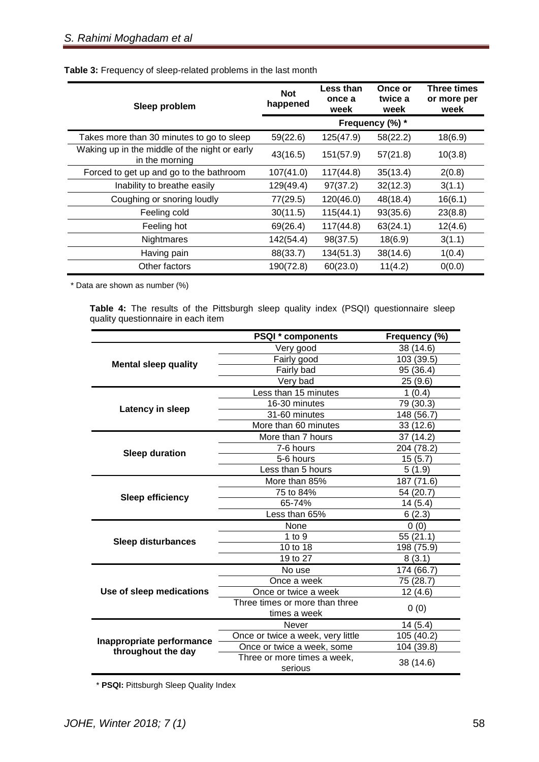**Table 3:** Frequency of sleep-related problems in the last month

| Sleep problem | Not happened | Less than once a week | Once or twice a week | Three times or more per week |
|---|---|---|---|---|
| | Frequency (%) * | | | |
| Takes more than 30 minutes to go to sleep | 59(22.6) | 125(47.9) | 58(22.2) | 18(6.9) |
| Waking up in the middle of the night or early in the morning | 43(16.5) | 151(57.9) | 57(21.8) | 10(3.8) |
| Forced to get up and go to the bathroom | 107(41.0) | 117(44.8) | 35(13.4) | 2(0.8) |
| Inability to breathe easily | 129(49.4) | 97(37.2) | 32(12.3) | 3(1.1) |
| Coughing or snoring loudly | 77(29.5) | 120(46.0) | 48(18.4) | 16(6.1) |
| Feeling cold | 30(11.5) | 115(44.1) | 93(35.6) | 23(8.8) |
| Feeling hot | 69(26.4) | 117(44.8) | 63(24.1) | 12(4.6) |
| Nightmares | 142(54.4) | 98(37.5) | 18(6.9) | 3(1.1) |
| Having pain | 88(33.7) | 134(51.3) | 38(14.6) | 1(0.4) |
| Other factors | 190(72.8) | 60(23.0) | 11(4.2) | 0(0.0) |

\* Data are shown as number (%)

**Table 4:** The results of the Pittsburgh sleep quality index (PSQI) questionnaire sleep quality questionnaire in each item

| | PSQI * components | Frequency (%) |
|---|---|---|
| **Mental sleep quality** | Very good | 38 (14.6) |
| | Fairly good | 103 (39.5) |
| | Fairly bad | 95 (36.4) |
| | Very bad | 25 (9.6) |
| **Latency in sleep** | Less than 15 minutes | 1 (0.4) |
| | 16-30 minutes | 79 (30.3) |
| | 31-60 minutes | 148 (56.7) |
| | More than 60 minutes | 33 (12.6) |
| **Sleep duration** | More than 7 hours | 37 (14.2) |
| | 7-6 hours | 204 (78.2) |
| | 5-6 hours | 15 (5.7) |
| | Less than 5 hours | 5 (1.9) |
| **Sleep efficiency** | More than 85% | 187 (71.6) |
| | 75 to 84% | 54 (20.7) |
| | 65-74% | 14 (5.4) |
| | Less than 65% | 6 (2.3) |
| **Sleep disturbances** | None | 0 (0) |
| | 1 to 9 | 55 (21.1) |
| | 10 to 18 | 198 (75.9) |
| | 19 to 27 | 8 (3.1) |
| **Use of sleep medications** | No use | 174 (66.7) |
| | Once a week | 75 (28.7) |
| | Once or twice a week | 12 (4.6) |
| | Three times or more than three times a week | 0 (0) |
| **Inappropriate performance throughout the day** | Never | 14 (5.4) |
| | Once or twice a week, very little | 105 (40.2) |
| | Once or twice a week, some | 104 (39.8) |
| | Three or more times a week, serious | 38 (14.6) |

\* **PSQI:** Pittsburgh Sleep Quality Index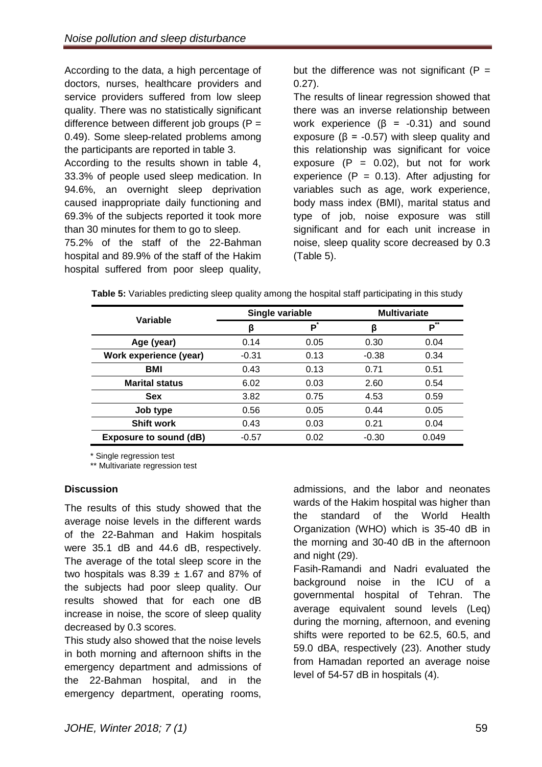According to the data, a high percentage of doctors, nurses, healthcare providers and service providers suffered from low sleep quality. There was no statistically significant difference between different job groups ($P = 0.49$). Some sleep-related problems among the participants are reported in table 3.

According to the results shown in table 4, 33.3% of people used sleep medication. In 94.6%, an overnight sleep deprivation caused inappropriate daily functioning and 69.3% of the subjects reported it took more than 30 minutes for them to go to sleep.

75.2% of the staff of the 22-Bahman hospital and 89.9% of the staff of the Hakim hospital suffered from poor sleep quality, but the difference was not significant ($P = 0.27$).

The results of linear regression showed that there was an inverse relationship between work experience ($\beta = -0.31$) and sound exposure ($\beta = -0.57$) with sleep quality and this relationship was significant for voice exposure ($P = 0.02$), but not for work experience ($P = 0.13$). After adjusting for variables such as age, work experience, body mass index (BMI), marital status and type of job, noise exposure was still significant and for each unit increase in noise, sleep quality score decreased by 0.3 (Table 5).

**Table 5:** Variables predicting sleep quality among the hospital staff participating in this study

| Variable | Single variable | | Multivariate | |
|---|---|---|---|---|
| | β | P* | β | P** |
| **Age (year)** | 0.14 | 0.05 | 0.30 | 0.04 |
| **Work experience (year)** | -0.31 | 0.13 | -0.38 | 0.34 |
| **BMI** | 0.43 | 0.13 | 0.71 | 0.51 |
| **Marital status** | 6.02 | 0.03 | 2.60 | 0.54 |
| **Sex** | 3.82 | 0.75 | 4.53 | 0.59 |
| **Job type** | 0.56 | 0.05 | 0.44 | 0.05 |
| **Shift work** | 0.43 | 0.03 | 0.21 | 0.04 |
| **Exposure to sound (dB)** | -0.57 | 0.02 | -0.30 | 0.049 |

\* Single regression test

** Multivariate regression test

### Discussion

The results of this study showed that the average noise levels in the different wards of the 22-Bahman and Hakim hospitals were 35.1 dB and 44.6 dB, respectively. The average of the total sleep score in the two hospitals was $8.39 \pm 1.67$ and 87% of the subjects had poor sleep quality. Our results showed that for each one dB increase in noise, the score of sleep quality decreased by 0.3 scores.

This study also showed that the noise levels in both morning and afternoon shifts in the emergency department and admissions of the 22-Bahman hospital, and in the emergency department, operating rooms, admissions, and the labor and neonates wards of the Hakim hospital was higher than the standard of the World Health Organization (WHO) which is 35-40 dB in the morning and 30-40 dB in the afternoon and night (29).

Fasih-Ramandi and Nadri evaluated the background noise in the ICU of a governmental hospital of Tehran. The average equivalent sound levels (Leq) during the morning, afternoon, and evening shifts were reported to be 62.5, 60.5, and 59.0 dBA, respectively (23). Another study from Hamadan reported an average noise level of 54-57 dB in hospitals (4).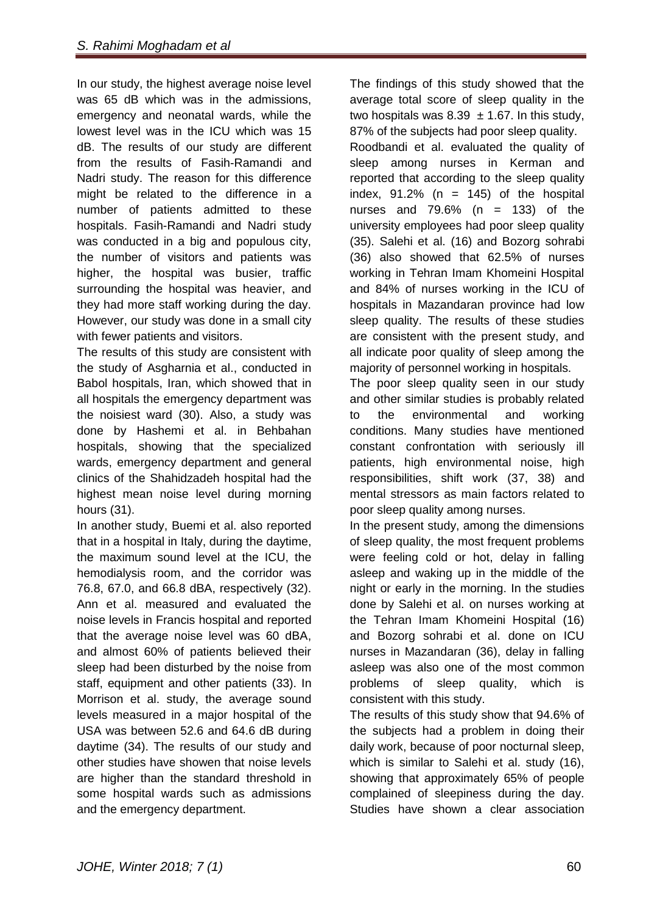In our study, the highest average noise level was 65 dB which was in the admissions, emergency and neonatal wards, while the lowest level was in the ICU which was 15 dB. The results of our study are different from the results of Fasih-Ramandi and Nadri study. The reason for this difference might be related to the difference in a number of patients admitted to these hospitals. Fasih-Ramandi and Nadri study was conducted in a big and populous city, the number of visitors and patients was higher, the hospital was busier, traffic surrounding the hospital was heavier, and they had more staff working during the day. However, our study was done in a small city with fewer patients and visitors.

The results of this study are consistent with the study of Asgharnia et al., conducted in Babol hospitals, Iran, which showed that in all hospitals the emergency department was the noisiest ward (30). Also, a study was done by Hashemi et al. in Behbahan hospitals, showing that the specialized wards, emergency department and general clinics of the Shahidzadeh hospital had the highest mean noise level during morning hours (31).

In another study, Buemi et al. also reported that in a hospital in Italy, during the daytime, the maximum sound level at the ICU, the hemodialysis room, and the corridor was 76.8, 67.0, and 66.8 dBA, respectively (32). Ann et al. measured and evaluated the noise levels in Francis hospital and reported that the average noise level was 60 dBA, and almost 60% of patients believed their sleep had been disturbed by the noise from staff, equipment and other patients (33). In Morrison et al. study, the average sound levels measured in a major hospital of the USA was between 52.6 and 64.6 dB during daytime (34). The results of our study and other studies have showen that noise levels are higher than the standard threshold in some hospital wards such as admissions and the emergency department.

The findings of this study showed that the average total score of sleep quality in the two hospitals was 8.39 ± 1.67. In this study, 87% of the subjects had poor sleep quality.

Roodbandi et al. evaluated the quality of sleep among nurses in Kerman and reported that according to the sleep quality index, 91.2% (n = 145) of the hospital nurses and 79.6% (n = 133) of the university employees had poor sleep quality (35). Salehi et al. (16) and Bozorg sohrabi (36) also showed that 62.5% of nurses working in Tehran Imam Khomeini Hospital and 84% of nurses working in the ICU of hospitals in Mazandaran province had low sleep quality. The results of these studies are consistent with the present study, and all indicate poor quality of sleep among the majority of personnel working in hospitals.

The poor sleep quality seen in our study and other similar studies is probably related to the environmental and working conditions. Many studies have mentioned constant confrontation with seriously ill patients, high environmental noise, high responsibilities, shift work (37, 38) and mental stressors as main factors related to poor sleep quality among nurses.

In the present study, among the dimensions of sleep quality, the most frequent problems were feeling cold or hot, delay in falling asleep and waking up in the middle of the night or early in the morning. In the studies done by Salehi et al. on nurses working at the Tehran Imam Khomeini Hospital (16) and Bozorg sohrabi et al. done on ICU nurses in Mazandaran (36), delay in falling asleep was also one of the most common problems of sleep quality, which is consistent with this study.

The results of this study show that 94.6% of the subjects had a problem in doing their daily work, because of poor nocturnal sleep, which is similar to Salehi et al. study (16), showing that approximately 65% of people complained of sleepiness during the day. Studies have shown a clear association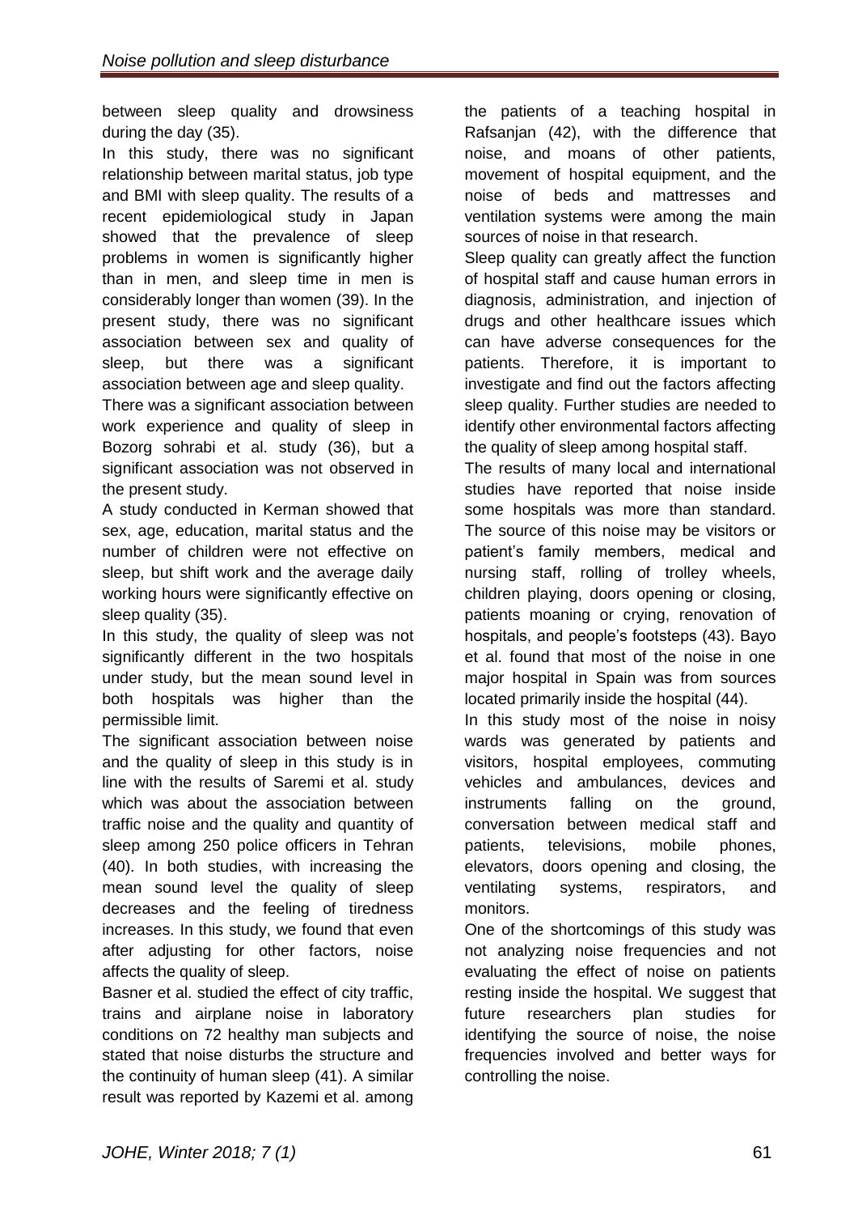between sleep quality and drowsiness during the day (35).

In this study, there was no significant relationship between marital status, job type and BMI with sleep quality. The results of a recent epidemiological study in Japan showed that the prevalence of sleep problems in women is significantly higher than in men, and sleep time in men is considerably longer than women (39). In the present study, there was no significant association between sex and quality of sleep, but there was a significant association between age and sleep quality.

There was a significant association between work experience and quality of sleep in Bozorg sohrabi et al. study (36), but a significant association was not observed in the present study.

A study conducted in Kerman showed that sex, age, education, marital status and the number of children were not effective on sleep, but shift work and the average daily working hours were significantly effective on sleep quality (35).

In this study, the quality of sleep was not significantly different in the two hospitals under study, but the mean sound level in both hospitals was higher than the permissible limit.

The significant association between noise and the quality of sleep in this study is in line with the results of Saremi et al. study which was about the association between traffic noise and the quality and quantity of sleep among 250 police officers in Tehran (40). In both studies, with increasing the mean sound level the quality of sleep decreases and the feeling of tiredness increases. In this study, we found that even after adjusting for other factors, noise affects the quality of sleep.

Basner et al. studied the effect of city traffic, trains and airplane noise in laboratory conditions on 72 healthy man subjects and stated that noise disturbs the structure and the continuity of human sleep (41). A similar result was reported by Kazemi et al. among the patients of a teaching hospital in Rafsanjan (42), with the difference that noise, and moans of other patients, movement of hospital equipment, and the noise of beds and mattresses and ventilation systems were among the main sources of noise in that research.

Sleep quality can greatly affect the function of hospital staff and cause human errors in diagnosis, administration, and injection of drugs and other healthcare issues which can have adverse consequences for the patients. Therefore, it is important to investigate and find out the factors affecting sleep quality. Further studies are needed to identify other environmental factors affecting the quality of sleep among hospital staff.

The results of many local and international studies have reported that noise inside some hospitals was more than standard. The source of this noise may be visitors or patient's family members, medical and nursing staff, rolling of trolley wheels, children playing, doors opening or closing, patients moaning or crying, renovation of hospitals, and people's footsteps (43). Bayo et al. found that most of the noise in one major hospital in Spain was from sources located primarily inside the hospital (44).

In this study most of the noise in noisy wards was generated by patients and visitors, hospital employees, commuting vehicles and ambulances, devices and instruments falling on the ground, conversation between medical staff and patients, televisions, mobile phones, elevators, doors opening and closing, the ventilating systems, respirators, and monitors.

One of the shortcomings of this study was not analyzing noise frequencies and not evaluating the effect of noise on patients resting inside the hospital. We suggest that future researchers plan studies for identifying the source of noise, the noise frequencies involved and better ways for controlling the noise.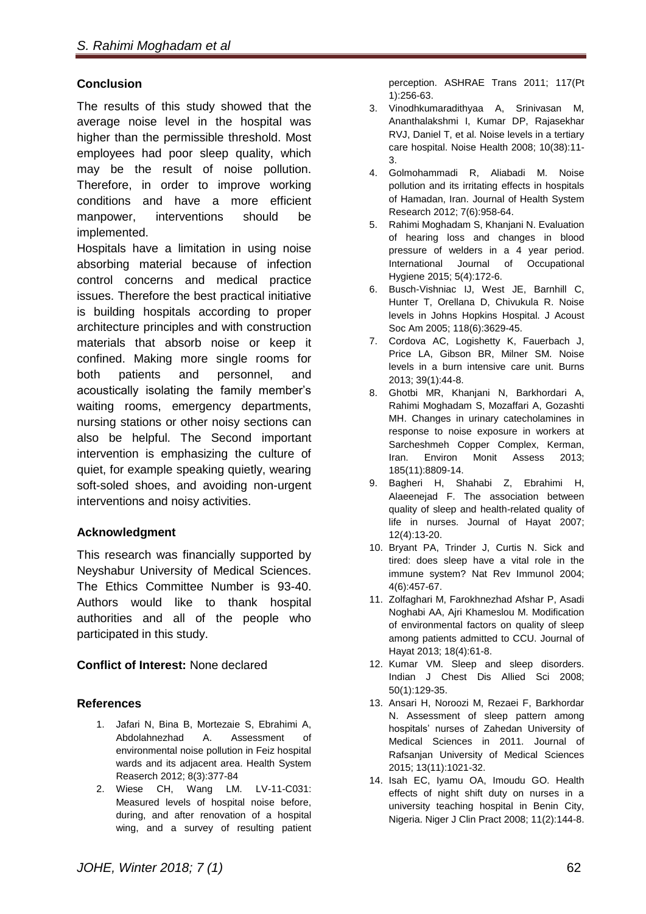## Conclusion

The results of this study showed that the average noise level in the hospital was higher than the permissible threshold. Most employees had poor sleep quality, which may be the result of noise pollution. Therefore, in order to improve working conditions and have a more efficient manpower, interventions should be implemented.

Hospitals have a limitation in using noise absorbing material because of infection control concerns and medical practice issues. Therefore the best practical initiative is building hospitals according to proper architecture principles and with construction materials that absorb noise or keep it confined. Making more single rooms for both patients and personnel, and acoustically isolating the family member's waiting rooms, emergency departments, nursing stations or other noisy sections can also be helpful. The Second important intervention is emphasizing the culture of quiet, for example speaking quietly, wearing soft-soled shoes, and avoiding non-urgent interventions and noisy activities.

## Acknowledgment

This research was financially supported by Neyshabur University of Medical Sciences. The Ethics Committee Number is 93-40. Authors would like to thank hospital authorities and all of the people who participated in this study.

**Conflict of Interest:** None declared

## References

1. Jafari N, Bina B, Mortezaie S, Ebrahimi A, Abdolahnezhad A. Assessment of environmental noise pollution in Feiz hospital wards and its adjacent area. Health System Reaserch 2012; 8(3):377-84
2. Wiese CH, Wang LM. LV-11-C031: Measured levels of hospital noise before, during, and after renovation of a hospital wing, and a survey of resulting patient perception. ASHRAE Trans 2011; 117(Pt 1):256-63.
3. Vinodhkumaradithyaa A, Srinivasan M, Ananthalakshmi I, Kumar DP, Rajasekhar RVJ, Daniel T, et al. Noise levels in a tertiary care hospital. Noise Health 2008; 10(38):11-3.
4. Golmohammadi R, Aliabadi M. Noise pollution and its irritating effects in hospitals of Hamadan, Iran. Journal of Health System Research 2012; 7(6):958-64.
5. Rahimi Moghadam S, Khanjani N. Evaluation of hearing loss and changes in blood pressure of welders in a 4 year period. International Journal of Occupational Hygiene 2015; 5(4):172-6.
6. Busch-Vishniac IJ, West JE, Barnhill C, Hunter T, Orellana D, Chivukula R. Noise levels in Johns Hopkins Hospital. J Acoust Soc Am 2005; 118(6):3629-45.
7. Cordova AC, Logishetty K, Fauerbach J, Price LA, Gibson BR, Milner SM. Noise levels in a burn intensive care unit. Burns 2013; 39(1):44-8.
8. Ghotbi MR, Khanjani N, Barkhordari A, Rahimi Moghadam S, Mozaffari A, Gozashti MH. Changes in urinary catecholamines in response to noise exposure in workers at Sarcheshmeh Copper Complex, Kerman, Iran. Environ Monit Assess 2013; 185(11):8809-14.
9. Bagheri H, Shahabi Z, Ebrahimi H, Alaeenejad F. The association between quality of sleep and health-related quality of life in nurses. Journal of Hayat 2007; 12(4):13-20.
10. Bryant PA, Trinder J, Curtis N. Sick and tired: does sleep have a vital role in the immune system? Nat Rev Immunol 2004; 4(6):457-67.
11. Zolfaghari M, Farokhnezhad Afshar P, Asadi Noghabi AA, Ajri Khameslou M. Modification of environmental factors on quality of sleep among patients admitted to CCU. Journal of Hayat 2013; 18(4):61-8.
12. Kumar VM. Sleep and sleep disorders. Indian J Chest Dis Allied Sci 2008; 50(1):129-35.
13. Ansari H, Noroozi M, Rezaei F, Barkhordar N. Assessment of sleep pattern among hospitals' nurses of Zahedan University of Medical Sciences in 2011. Journal of Rafsanjan University of Medical Sciences 2015; 13(11):1021-32.
14. Isah EC, Iyamu OA, Imoudu GO. Health effects of night shift duty on nurses in a university teaching hospital in Benin City, Nigeria. Niger J Clin Pract 2008; 11(2):144-8.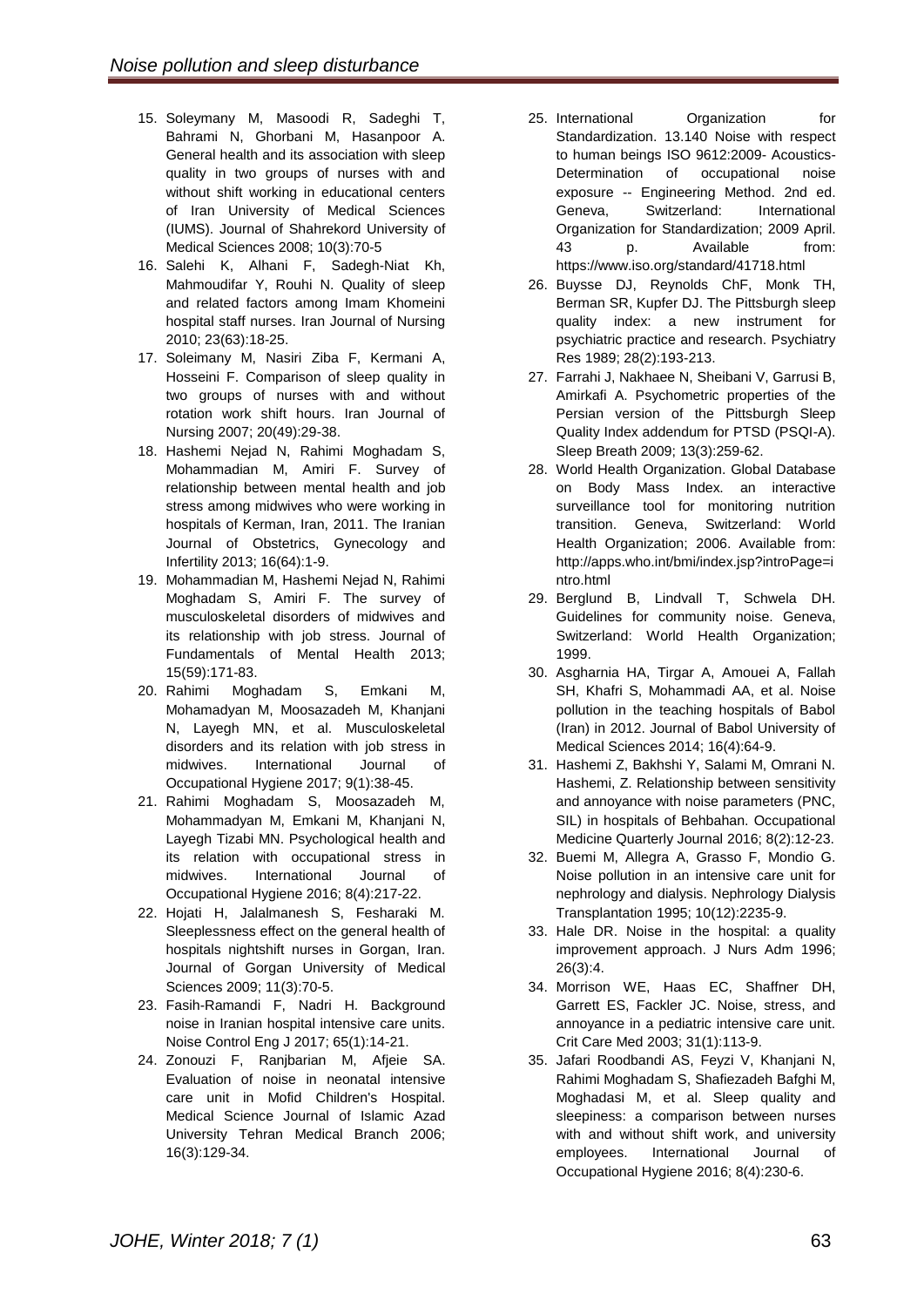15. Soleymany M, Masoodi R, Sadeghi T, Bahrami N, Ghorbani M, Hasanpoor A. General health and its association with sleep quality in two groups of nurses with and without shift working in educational centers of Iran University of Medical Sciences (IUMS). Journal of Shahrekord University of Medical Sciences 2008; 10(3):70-5
16. Salehi K, Alhani F, Sadegh-Niat Kh, Mahmoudifar Y, Rouhi N. Quality of sleep and related factors among Imam Khomeini hospital staff nurses. Iran Journal of Nursing 2010; 23(63):18-25.
17. Soleimany M, Nasiri Ziba F, Kermani A, Hosseini F. Comparison of sleep quality in two groups of nurses with and without rotation work shift hours. Iran Journal of Nursing 2007; 20(49):29-38.
18. Hashemi Nejad N, Rahimi Moghadam S, Mohammadian M, Amiri F. Survey of relationship between mental health and job stress among midwives who were working in hospitals of Kerman, Iran, 2011. The Iranian Journal of Obstetrics, Gynecology and Infertility 2013; 16(64):1-9.
19. Mohammadian M, Hashemi Nejad N, Rahimi Moghadam S, Amiri F. The survey of musculoskeletal disorders of midwives and its relationship with job stress. Journal of Fundamentals of Mental Health 2013; 15(59):171-83.
20. Rahimi Moghadam S, Emkani M, Mohamadyan M, Moosazadeh M, Khanjani N, Layegh MN, et al. Musculoskeletal disorders and its relation with job stress in midwives. International Journal of Occupational Hygiene 2017; 9(1):38-45.
21. Rahimi Moghadam S, Moosazadeh M, Mohammadyan M, Emkani M, Khanjani N, Layegh Tizabi MN. Psychological health and its relation with occupational stress in midwives. International Journal of Occupational Hygiene 2016; 8(4):217-22.
22. Hojati H, Jalalmanesh S, Fesharaki M. Sleeplessness effect on the general health of hospitals nightshift nurses in Gorgan, Iran. Journal of Gorgan University of Medical Sciences 2009; 11(3):70-5.
23. Fasih-Ramandi F, Nadri H. Background noise in Iranian hospital intensive care units. Noise Control Eng J 2017; 65(1):14-21.
24. Zonouzi F, Ranjbarian M, Afjeie SA. Evaluation of noise in neonatal intensive care unit in Mofid Children's Hospital. Medical Science Journal of Islamic Azad University Tehran Medical Branch 2006; 16(3):129-34.
25. International Organization for Standardization. 13.140 Noise with respect to human beings ISO 9612:2009- Acoustics-Determination of occupational noise exposure -- Engineering Method. 2nd ed. Geneva, Switzerland: International Organization for Standardization; 2009 April. 43 p. Available from: https://www.iso.org/standard/41718.html
26. Buysse DJ, Reynolds ChF, Monk TH, Berman SR, Kupfer DJ. The Pittsburgh sleep quality index: a new instrument for psychiatric practice and research. Psychiatry Res 1989; 28(2):193-213.
27. Farrahi J, Nakhaee N, Sheibani V, Garrusi B, Amirkafi A. Psychometric properties of the Persian version of the Pittsburgh Sleep Quality Index addendum for PTSD (PSQI-A). Sleep Breath 2009; 13(3):259-62.
28. World Health Organization. Global Database on Body Mass Index. an interactive surveillance tool for monitoring nutrition transition. Geneva, Switzerland: World Health Organization; 2006. Available from: http://apps.who.int/bmi/index.jsp?introPage=intro.html
29. Berglund B, Lindvall T, Schwela DH. Guidelines for community noise. Geneva, Switzerland: World Health Organization; 1999.
30. Asgharnia HA, Tirgar A, Amouei A, Fallah SH, Khafri S, Mohammadi AA, et al. Noise pollution in the teaching hospitals of Babol (Iran) in 2012. Journal of Babol University of Medical Sciences 2014; 16(4):64-9.
31. Hashemi Z, Bakhshi Y, Salami M, Omrani N. Hashemi, Z. Relationship between sensitivity and annoyance with noise parameters (PNC, SIL) in hospitals of Behbahan. Occupational Medicine Quarterly Journal 2016; 8(2):12-23.
32. Buemi M, Allegra A, Grasso F, Mondio G. Noise pollution in an intensive care unit for nephrology and dialysis. Nephrology Dialysis Transplantation 1995; 10(12):2235-9.
33. Hale DR. Noise in the hospital: a quality improvement approach. J Nurs Adm 1996; 26(3):4.
34. Morrison WE, Haas EC, Shaffner DH, Garrett ES, Fackler JC. Noise, stress, and annoyance in a pediatric intensive care unit. Crit Care Med 2003; 31(1):113-9.
35. Jafari Roodbandi AS, Feyzi V, Khanjani N, Rahimi Moghadam S, Shafiezadeh Bafghi M, Moghadasi M, et al. Sleep quality and sleepiness: a comparison between nurses with and without shift work, and university employees. International Journal of Occupational Hygiene 2016; 8(4):230-6.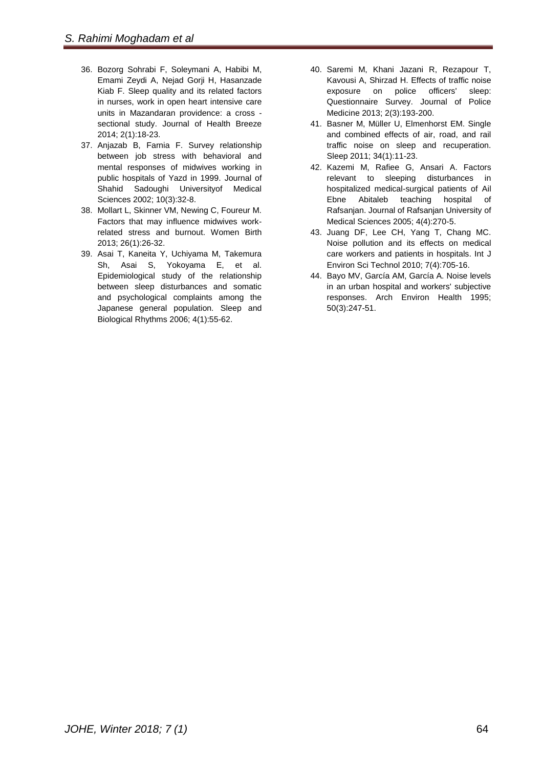36. Bozorg Sohrabi F, Soleymani A, Habibi M, Emami Zeydi A, Nejad Gorji H, Hasanzade Kiab F. Sleep quality and its related factors in nurses, work in open heart intensive care units in Mazandaran providence: a cross - sectional study. Journal of Health Breeze 2014; 2(1):18-23.
37. Anjazab B, Farnia F. Survey relationship between job stress with behavioral and mental responses of midwives working in public hospitals of Yazd in 1999. Journal of Shahid Sadoughi Universityof Medical Sciences 2002; 10(3):32-8.
38. Mollart L, Skinner VM, Newing C, Foureur M. Factors that may influence midwives work-related stress and burnout. Women Birth 2013; 26(1):26-32.
39. Asai T, Kaneita Y, Uchiyama M, Takemura Sh, Asai S, Yokoyama E, et al. Epidemiological study of the relationship between sleep disturbances and somatic and psychological complaints among the Japanese general population. Sleep and Biological Rhythms 2006; 4(1):55-62.
40. Saremi M, Khani Jazani R, Rezapour T, Kavousi A, Shirzad H. Effects of traffic noise exposure on police officers' sleep: Questionnaire Survey. Journal of Police Medicine 2013; 2(3):193-200.
41. Basner M, Müller U, Elmenhorst EM. Single and combined effects of air, road, and rail traffic noise on sleep and recuperation. Sleep 2011; 34(1):11-23.
42. Kazemi M, Rafiee G, Ansari A. Factors relevant to sleeping disturbances in hospitalized medical-surgical patients of Ail Ebne Abitaleb teaching hospital of Rafsanjan. Journal of Rafsanjan University of Medical Sciences 2005; 4(4):270-5.
43. Juang DF, Lee CH, Yang T, Chang MC. Noise pollution and its effects on medical care workers and patients in hospitals. Int J Environ Sci Technol 2010; 7(4):705-16.
44. Bayo MV, García AM, García A. Noise levels in an urban hospital and workers' subjective responses. Arch Environ Health 1995; 50(3):247-51.